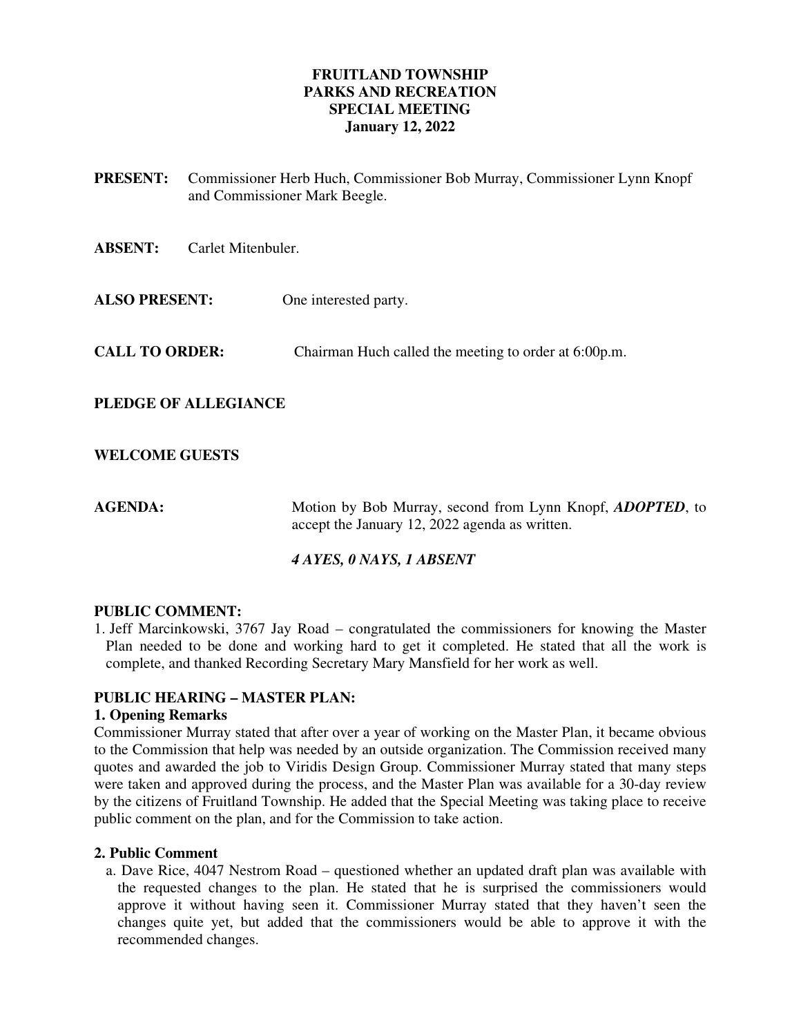**FRUITLAND TOWNSHIP**
**PARKS AND RECREATION**
**SPECIAL MEETING**
**January 12, 2022**

**PRESENT:** Commissioner Herb Huch, Commissioner Bob Murray, Commissioner Lynn Knopf and Commissioner Mark Beegle.

**ABSENT:** Carlet Mitenbuler.

**ALSO PRESENT:** One interested party.

**CALL TO ORDER:** Chairman Huch called the meeting to order at 6:00p.m.

**PLEDGE OF ALLEGIANCE**

**WELCOME GUESTS**

**AGENDA:** Motion by Bob Murray, second from Lynn Knopf, ***ADOPTED***, to accept the January 12, 2022 agenda as written.

***4 AYES, 0 NAYS, 1 ABSENT***

**PUBLIC COMMENT:**

1. Jeff Marcinkowski, 3767 Jay Road – congratulated the commissioners for knowing the Master Plan needed to be done and working hard to get it completed. He stated that all the work is complete, and thanked Recording Secretary Mary Mansfield for her work as well.

**PUBLIC HEARING – MASTER PLAN:**

**1. Opening Remarks**

Commissioner Murray stated that after over a year of working on the Master Plan, it became obvious to the Commission that help was needed by an outside organization. The Commission received many quotes and awarded the job to Viridis Design Group. Commissioner Murray stated that many steps were taken and approved during the process, and the Master Plan was available for a 30-day review by the citizens of Fruitland Township. He added that the Special Meeting was taking place to receive public comment on the plan, and for the Commission to take action.

**2. Public Comment**

a. Dave Rice, 4047 Nestrom Road – questioned whether an updated draft plan was available with the requested changes to the plan. He stated that he is surprised the commissioners would approve it without having seen it. Commissioner Murray stated that they haven't seen the changes quite yet, but added that the commissioners would be able to approve it with the recommended changes.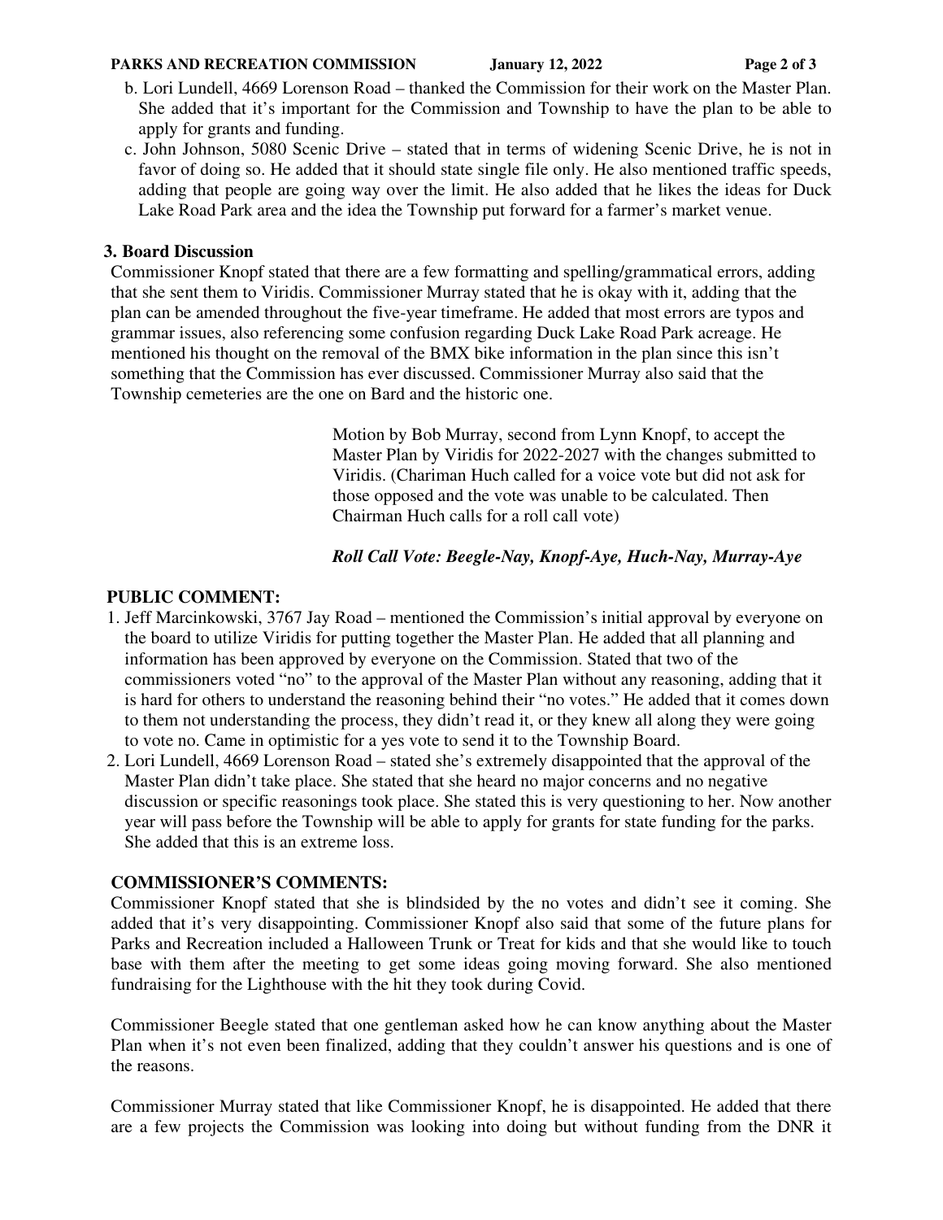b. Lori Lundell, 4669 Lorenson Road – thanked the Commission for their work on the Master Plan. She added that it's important for the Commission and Township to have the plan to be able to apply for grants and funding.

c. John Johnson, 5080 Scenic Drive – stated that in terms of widening Scenic Drive, he is not in favor of doing so. He added that it should state single file only. He also mentioned traffic speeds, adding that people are going way over the limit. He also added that he likes the ideas for Duck Lake Road Park area and the idea the Township put forward for a farmer's market venue.

**3. Board Discussion**

Commissioner Knopf stated that there are a few formatting and spelling/grammatical errors, adding that she sent them to Viridis. Commissioner Murray stated that he is okay with it, adding that the plan can be amended throughout the five-year timeframe. He added that most errors are typos and grammar issues, also referencing some confusion regarding Duck Lake Road Park acreage. He mentioned his thought on the removal of the BMX bike information in the plan since this isn't something that the Commission has ever discussed. Commissioner Murray also said that the Township cemeteries are the one on Bard and the historic one.

Motion by Bob Murray, second from Lynn Knopf, to accept the Master Plan by Viridis for 2022-2027 with the changes submitted to Viridis. (Chariman Huch called for a voice vote but did not ask for those opposed and the vote was unable to be calculated. Then Chairman Huch calls for a roll call vote)

***Roll Call Vote: Beegle-Nay, Knopf-Aye, Huch-Nay, Murray-Aye***

**PUBLIC COMMENT:**

1. Jeff Marcinkowski, 3767 Jay Road – mentioned the Commission's initial approval by everyone on the board to utilize Viridis for putting together the Master Plan. He added that all planning and information has been approved by everyone on the Commission. Stated that two of the commissioners voted "no" to the approval of the Master Plan without any reasoning, adding that it is hard for others to understand the reasoning behind their "no votes." He added that it comes down to them not understanding the process, they didn't read it, or they knew all along they were going to vote no. Came in optimistic for a yes vote to send it to the Township Board.
2. Lori Lundell, 4669 Lorenson Road – stated she's extremely disappointed that the approval of the Master Plan didn't take place. She stated that she heard no major concerns and no negative discussion or specific reasonings took place. She stated this is very questioning to her. Now another year will pass before the Township will be able to apply for grants for state funding for the parks. She added that this is an extreme loss.

**COMMISSIONER'S COMMENTS:**

Commissioner Knopf stated that she is blindsided by the no votes and didn't see it coming. She added that it's very disappointing. Commissioner Knopf also said that some of the future plans for Parks and Recreation included a Halloween Trunk or Treat for kids and that she would like to touch base with them after the meeting to get some ideas going moving forward. She also mentioned fundraising for the Lighthouse with the hit they took during Covid.

Commissioner Beegle stated that one gentleman asked how he can know anything about the Master Plan when it's not even been finalized, adding that they couldn't answer his questions and is one of the reasons.

Commissioner Murray stated that like Commissioner Knopf, he is disappointed. He added that there are a few projects the Commission was looking into doing but without funding from the DNR it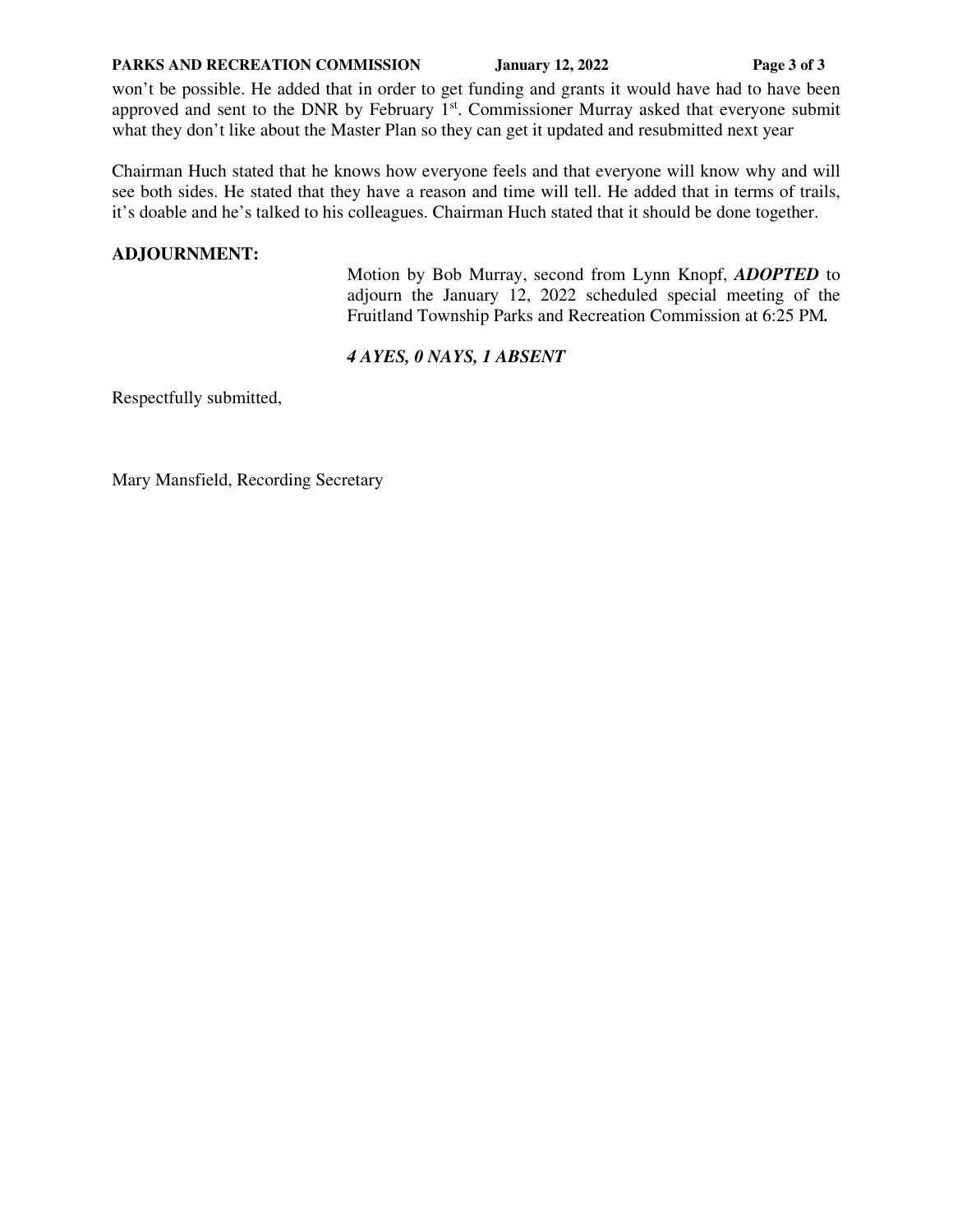won't be possible. He added that in order to get funding and grants it would have had to have been approved and sent to the DNR by February 1st. Commissioner Murray asked that everyone submit what they don't like about the Master Plan so they can get it updated and resubmitted next year

Chairman Huch stated that he knows how everyone feels and that everyone will know why and will see both sides. He stated that they have a reason and time will tell. He added that in terms of trails, it's doable and he's talked to his colleagues. Chairman Huch stated that it should be done together.

**ADJOURNMENT:**

Motion by Bob Murray, second from Lynn Knopf, ***ADOPTED*** to adjourn the January 12, 2022 scheduled special meeting of the Fruitland Township Parks and Recreation Commission at 6:25 PM.

***4 AYES, 0 NAYS, 1 ABSENT***

Respectfully submitted,

Mary Mansfield, Recording Secretary